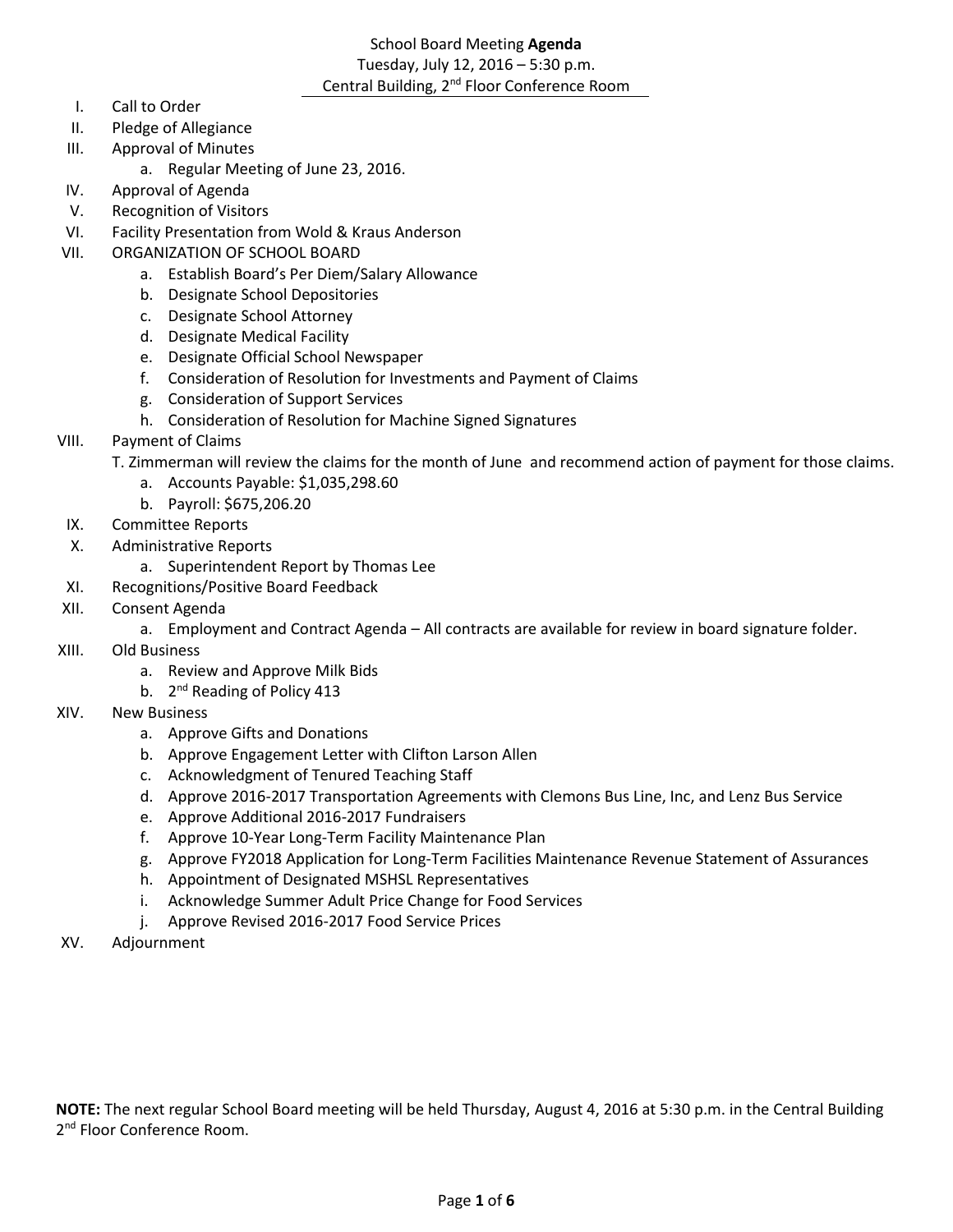# School Board Meeting **Agenda**

Tuesday, July 12, 2016 – 5:30 p.m.

Central Building, 2nd Floor Conference Room

I. Call to Order

II. Pledge of Allegiance

III. Approval of Minutes
   a. Regular Meeting of June 23, 2016.

IV. Approval of Agenda

V. Recognition of Visitors

VI. Facility Presentation from Wold & Kraus Anderson

VII. ORGANIZATION OF SCHOOL BOARD
   a. Establish Board's Per Diem/Salary Allowance
   b. Designate School Depositories
   c. Designate School Attorney
   d. Designate Medical Facility
   e. Designate Official School Newspaper
   f. Consideration of Resolution for Investments and Payment of Claims
   g. Consideration of Support Services
   h. Consideration of Resolution for Machine Signed Signatures

VIII. Payment of Claims

   T. Zimmerman will review the claims for the month of June and recommend action of payment for those claims.
   a. Accounts Payable: $1,035,298.60
   b. Payroll: $675,206.20

IX. Committee Reports

X. Administrative Reports
   a. Superintendent Report by Thomas Lee

XI. Recognitions/Positive Board Feedback

XII. Consent Agenda
   a. Employment and Contract Agenda – All contracts are available for review in board signature folder.

XIII. Old Business
   a. Review and Approve Milk Bids
   b. 2nd Reading of Policy 413

XIV. New Business
   a. Approve Gifts and Donations
   b. Approve Engagement Letter with Clifton Larson Allen
   c. Acknowledgment of Tenured Teaching Staff
   d. Approve 2016-2017 Transportation Agreements with Clemons Bus Line, Inc, and Lenz Bus Service
   e. Approve Additional 2016-2017 Fundraisers
   f. Approve 10-Year Long-Term Facility Maintenance Plan
   g. Approve FY2018 Application for Long-Term Facilities Maintenance Revenue Statement of Assurances
   h. Appointment of Designated MSHSL Representatives
   i. Acknowledge Summer Adult Price Change for Food Services
   j. Approve Revised 2016-2017 Food Service Prices

XV. Adjournment

**NOTE:** The next regular School Board meeting will be held Thursday, August 4, 2016 at 5:30 p.m. in the Central Building 2nd Floor Conference Room.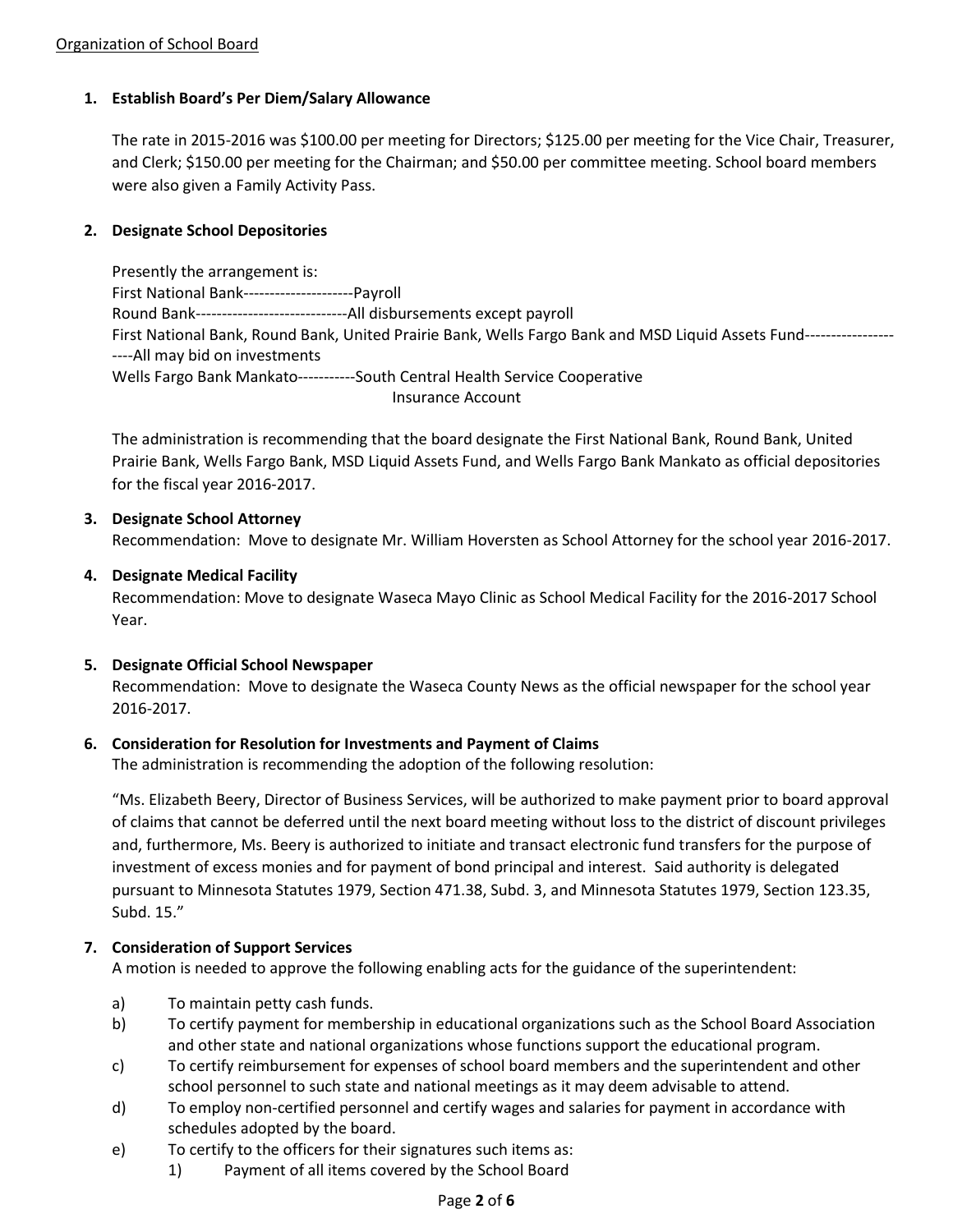Organization of School Board

**1. Establish Board's Per Diem/Salary Allowance**

The rate in 2015-2016 was $100.00 per meeting for Directors; $125.00 per meeting for the Vice Chair, Treasurer, and Clerk; $150.00 per meeting for the Chairman; and $50.00 per committee meeting. School board members were also given a Family Activity Pass.

**2. Designate School Depositories**

Presently the arrangement is:
First National Bank---------------------Payroll
Round Bank-----------------------------All disbursements except payroll
First National Bank, Round Bank, United Prairie Bank, Wells Fargo Bank and MSD Liquid Assets Fund---------------------All may bid on investments
Wells Fargo Bank Mankato-----------South Central Health Service Cooperative Insurance Account

The administration is recommending that the board designate the First National Bank, Round Bank, United Prairie Bank, Wells Fargo Bank, MSD Liquid Assets Fund, and Wells Fargo Bank Mankato as official depositories for the fiscal year 2016-2017.

**3. Designate School Attorney**
Recommendation: Move to designate Mr. William Hoversten as School Attorney for the school year 2016-2017.

**4. Designate Medical Facility**
Recommendation: Move to designate Waseca Mayo Clinic as School Medical Facility for the 2016-2017 School Year.

**5. Designate Official School Newspaper**
Recommendation: Move to designate the Waseca County News as the official newspaper for the school year 2016-2017.

**6. Consideration for Resolution for Investments and Payment of Claims**
The administration is recommending the adoption of the following resolution:

"Ms. Elizabeth Beery, Director of Business Services, will be authorized to make payment prior to board approval of claims that cannot be deferred until the next board meeting without loss to the district of discount privileges and, furthermore, Ms. Beery is authorized to initiate and transact electronic fund transfers for the purpose of investment of excess monies and for payment of bond principal and interest. Said authority is delegated pursuant to Minnesota Statutes 1979, Section 471.38, Subd. 3, and Minnesota Statutes 1979, Section 123.35, Subd. 15."

**7. Consideration of Support Services**
A motion is needed to approve the following enabling acts for the guidance of the superintendent:

a) To maintain petty cash funds.
b) To certify payment for membership in educational organizations such as the School Board Association and other state and national organizations whose functions support the educational program.
c) To certify reimbursement for expenses of school board members and the superintendent and other school personnel to such state and national meetings as it may deem advisable to attend.
d) To employ non-certified personnel and certify wages and salaries for payment in accordance with schedules adopted by the board.
e) To certify to the officers for their signatures such items as:
   1) Payment of all items covered by the School Board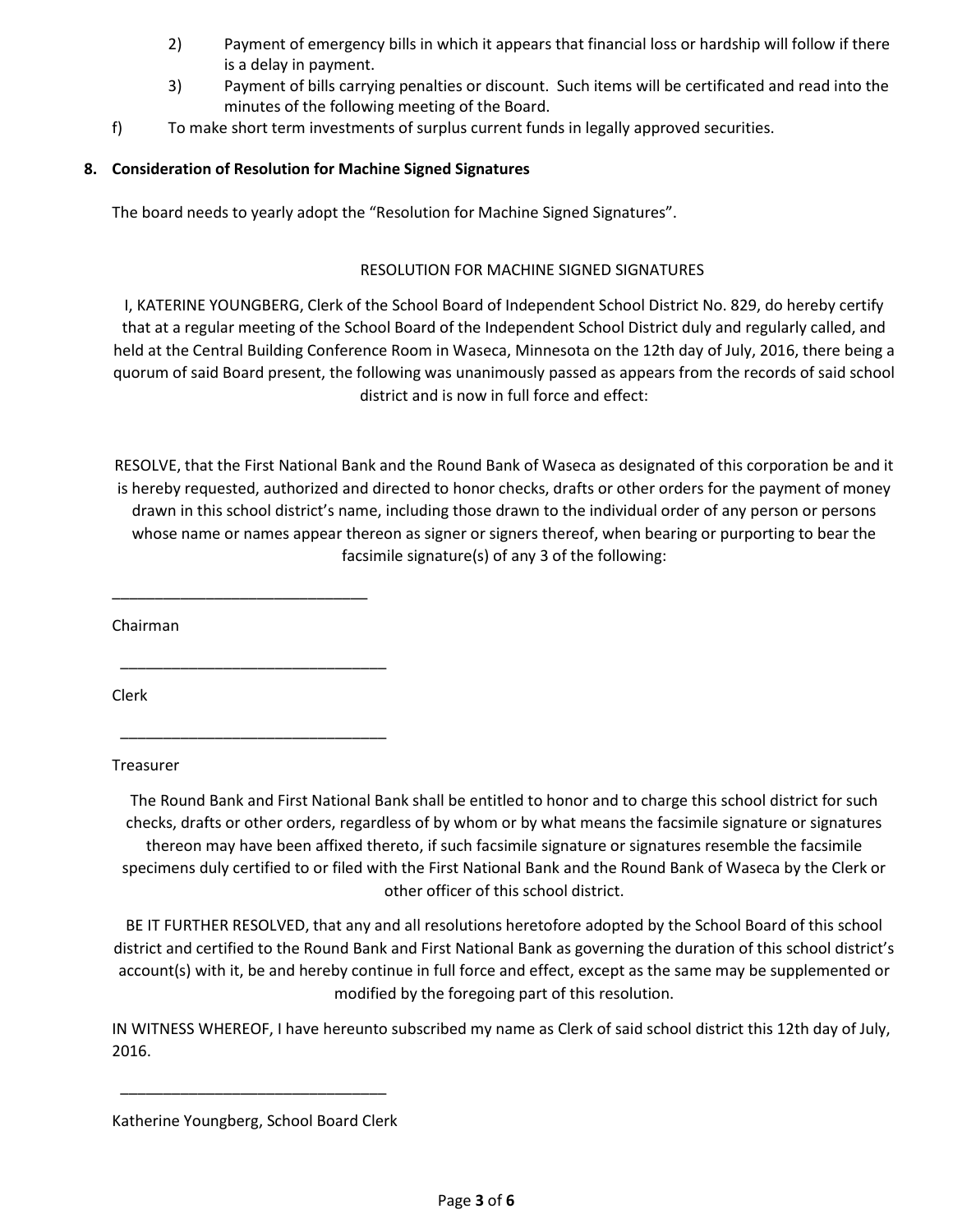2) Payment of emergency bills in which it appears that financial loss or hardship will follow if there is a delay in payment.
3) Payment of bills carrying penalties or discount. Such items will be certificated and read into the minutes of the following meeting of the Board.

f) To make short term investments of surplus current funds in legally approved securities.

**8. Consideration of Resolution for Machine Signed Signatures**

The board needs to yearly adopt the "Resolution for Machine Signed Signatures".

RESOLUTION FOR MACHINE SIGNED SIGNATURES

I, KATERINE YOUNGBERG, Clerk of the School Board of Independent School District No. 829, do hereby certify that at a regular meeting of the School Board of the Independent School District duly and regularly called, and held at the Central Building Conference Room in Waseca, Minnesota on the 12th day of July, 2016, there being a quorum of said Board present, the following was unanimously passed as appears from the records of said school district and is now in full force and effect:

RESOLVE, that the First National Bank and the Round Bank of Waseca as designated of this corporation be and it is hereby requested, authorized and directed to honor checks, drafts or other orders for the payment of money drawn in this school district's name, including those drawn to the individual order of any person or persons whose name or names appear thereon as signer or signers thereof, when bearing or purporting to bear the facsimile signature(s) of any 3 of the following:

______________________________

Chairman

______________________________

Clerk

______________________________

Treasurer

The Round Bank and First National Bank shall be entitled to honor and to charge this school district for such checks, drafts or other orders, regardless of by whom or by what means the facsimile signature or signatures thereon may have been affixed thereto, if such facsimile signature or signatures resemble the facsimile specimens duly certified to or filed with the First National Bank and the Round Bank of Waseca by the Clerk or other officer of this school district.

BE IT FURTHER RESOLVED, that any and all resolutions heretofore adopted by the School Board of this school district and certified to the Round Bank and First National Bank as governing the duration of this school district's account(s) with it, be and hereby continue in full force and effect, except as the same may be supplemented or modified by the foregoing part of this resolution.

IN WITNESS WHEREOF, I have hereunto subscribed my name as Clerk of said school district this 12th day of July, 2016.

______________________________

Katherine Youngberg, School Board Clerk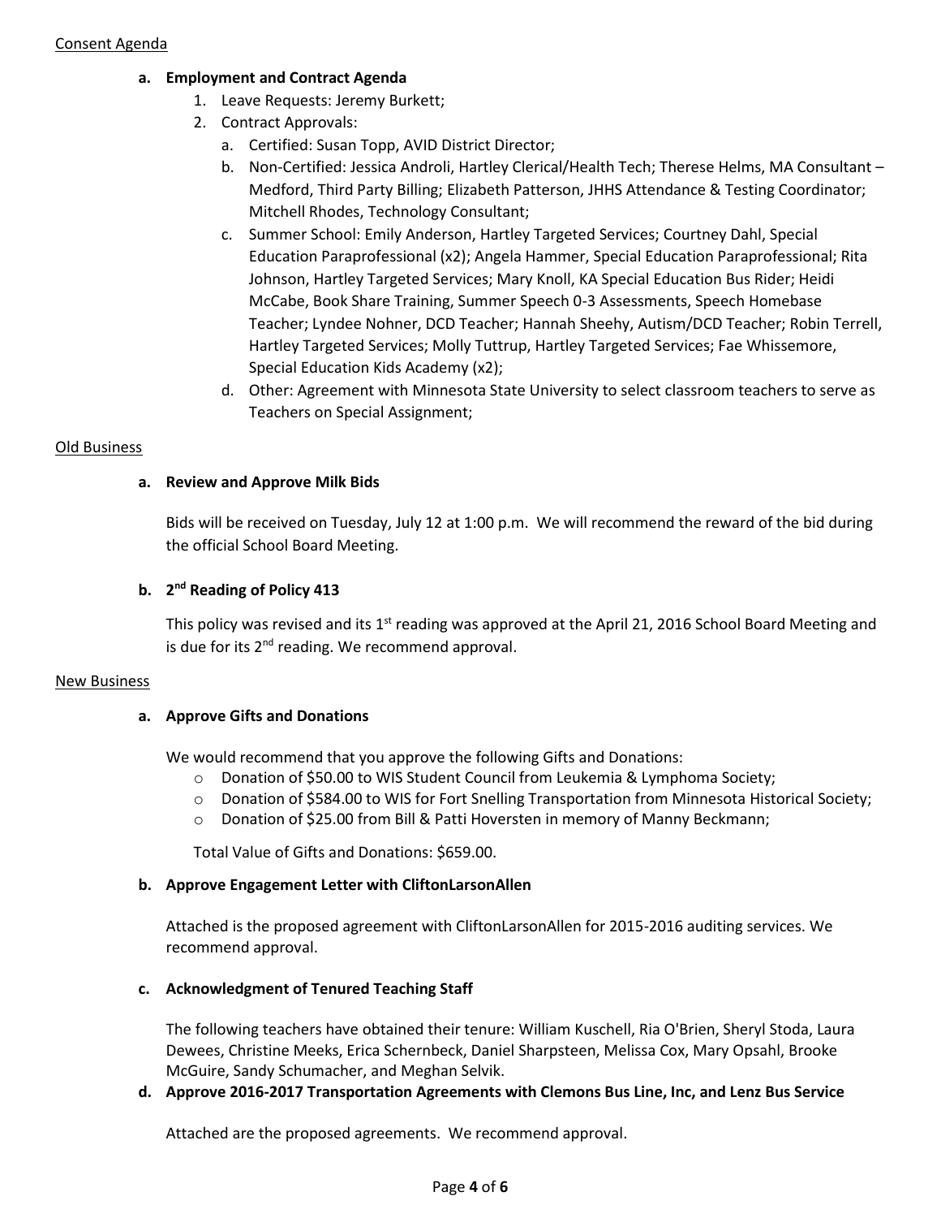Consent Agenda

**a. Employment and Contract Agenda**

1. Leave Requests: Jeremy Burkett;
2. Contract Approvals:
   a. Certified: Susan Topp, AVID District Director;
   b. Non-Certified: Jessica Androli, Hartley Clerical/Health Tech; Therese Helms, MA Consultant – Medford, Third Party Billing; Elizabeth Patterson, JHHS Attendance & Testing Coordinator; Mitchell Rhodes, Technology Consultant;
   c. Summer School: Emily Anderson, Hartley Targeted Services; Courtney Dahl, Special Education Paraprofessional (x2); Angela Hammer, Special Education Paraprofessional; Rita Johnson, Hartley Targeted Services; Mary Knoll, KA Special Education Bus Rider; Heidi McCabe, Book Share Training, Summer Speech 0-3 Assessments, Speech Homebase Teacher; Lyndee Nohner, DCD Teacher; Hannah Sheehy, Autism/DCD Teacher; Robin Terrell, Hartley Targeted Services; Molly Tuttrup, Hartley Targeted Services; Fae Whissemore, Special Education Kids Academy (x2);
   d. Other: Agreement with Minnesota State University to select classroom teachers to serve as Teachers on Special Assignment;

Old Business

**a. Review and Approve Milk Bids**

Bids will be received on Tuesday, July 12 at 1:00 p.m. We will recommend the reward of the bid during the official School Board Meeting.

**b. 2nd Reading of Policy 413**

This policy was revised and its 1st reading was approved at the April 21, 2016 School Board Meeting and is due for its 2nd reading. We recommend approval.

New Business

**a. Approve Gifts and Donations**

We would recommend that you approve the following Gifts and Donations:

- Donation of $50.00 to WIS Student Council from Leukemia & Lymphoma Society;
- Donation of $584.00 to WIS for Fort Snelling Transportation from Minnesota Historical Society;
- Donation of $25.00 from Bill & Patti Hoversten in memory of Manny Beckmann;

Total Value of Gifts and Donations: $659.00.

**b. Approve Engagement Letter with CliftonLarsonAllen**

Attached is the proposed agreement with CliftonLarsonAllen for 2015-2016 auditing services. We recommend approval.

**c. Acknowledgment of Tenured Teaching Staff**

The following teachers have obtained their tenure: William Kuschell, Ria O'Brien, Sheryl Stoda, Laura Dewees, Christine Meeks, Erica Schernbeck, Daniel Sharpsteen, Melissa Cox, Mary Opsahl, Brooke McGuire, Sandy Schumacher, and Meghan Selvik.

**d. Approve 2016-2017 Transportation Agreements with Clemons Bus Line, Inc, and Lenz Bus Service**

Attached are the proposed agreements. We recommend approval.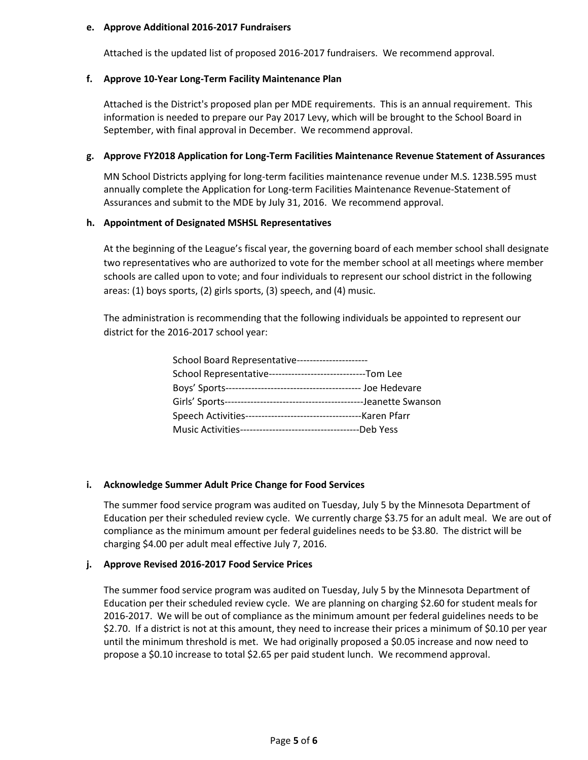**e. Approve Additional 2016-2017 Fundraisers**

Attached is the updated list of proposed 2016-2017 fundraisers. We recommend approval.

**f. Approve 10-Year Long-Term Facility Maintenance Plan**

Attached is the District's proposed plan per MDE requirements. This is an annual requirement. This information is needed to prepare our Pay 2017 Levy, which will be brought to the School Board in September, with final approval in December. We recommend approval.

**g. Approve FY2018 Application for Long-Term Facilities Maintenance Revenue Statement of Assurances**

MN School Districts applying for long-term facilities maintenance revenue under M.S. 123B.595 must annually complete the Application for Long-term Facilities Maintenance Revenue-Statement of Assurances and submit to the MDE by July 31, 2016. We recommend approval.

**h. Appointment of Designated MSHSL Representatives**

At the beginning of the League's fiscal year, the governing board of each member school shall designate two representatives who are authorized to vote for the member school at all meetings where member schools are called upon to vote; and four individuals to represent our school district in the following areas: (1) boys sports, (2) girls sports, (3) speech, and (4) music.

The administration is recommending that the following individuals be appointed to represent our district for the 2016-2017 school year:

School Board Representative----------------------
School Representative------------------------------Tom Lee
Boys' Sports------------------------------------------ Joe Hedevare
Girls' Sports-------------------------------------------Jeanette Swanson
Speech Activities------------------------------------Karen Pfarr
Music Activities-------------------------------------Deb Yess

**i. Acknowledge Summer Adult Price Change for Food Services**

The summer food service program was audited on Tuesday, July 5 by the Minnesota Department of Education per their scheduled review cycle. We currently charge $3.75 for an adult meal. We are out of compliance as the minimum amount per federal guidelines needs to be $3.80. The district will be charging $4.00 per adult meal effective July 7, 2016.

**j. Approve Revised 2016-2017 Food Service Prices**

The summer food service program was audited on Tuesday, July 5 by the Minnesota Department of Education per their scheduled review cycle. We are planning on charging $2.60 for student meals for 2016-2017. We will be out of compliance as the minimum amount per federal guidelines needs to be $2.70. If a district is not at this amount, they need to increase their prices a minimum of $0.10 per year until the minimum threshold is met. We had originally proposed a $0.05 increase and now need to propose a $0.10 increase to total $2.65 per paid student lunch. We recommend approval.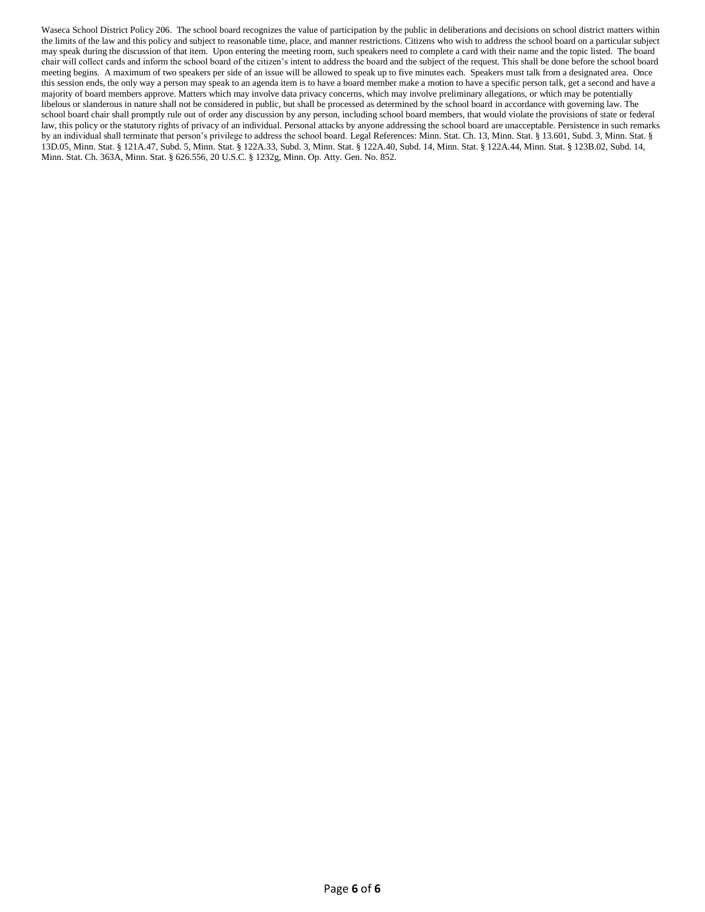Waseca School District Policy 206. The school board recognizes the value of participation by the public in deliberations and decisions on school district matters within the limits of the law and this policy and subject to reasonable time, place, and manner restrictions. Citizens who wish to address the school board on a particular subject may speak during the discussion of that item. Upon entering the meeting room, such speakers need to complete a card with their name and the topic listed. The board chair will collect cards and inform the school board of the citizen's intent to address the board and the subject of the request. This shall be done before the school board meeting begins. A maximum of two speakers per side of an issue will be allowed to speak up to five minutes each. Speakers must talk from a designated area. Once this session ends, the only way a person may speak to an agenda item is to have a board member make a motion to have a specific person talk, get a second and have a majority of board members approve. Matters which may involve data privacy concerns, which may involve preliminary allegations, or which may be potentially libelous or slanderous in nature shall not be considered in public, but shall be processed as determined by the school board in accordance with governing law. The school board chair shall promptly rule out of order any discussion by any person, including school board members, that would violate the provisions of state or federal law, this policy or the statutory rights of privacy of an individual. Personal attacks by anyone addressing the school board are unacceptable. Persistence in such remarks by an individual shall terminate that person's privilege to address the school board. Legal References: Minn. Stat. Ch. 13, Minn. Stat. § 13.601, Subd. 3, Minn. Stat. § 13D.05, Minn. Stat. § 121A.47, Subd. 5, Minn. Stat. § 122A.33, Subd. 3, Minn. Stat. § 122A.40, Subd. 14, Minn. Stat. § 122A.44, Minn. Stat. § 123B.02, Subd. 14, Minn. Stat. Ch. 363A, Minn. Stat. § 626.556, 20 U.S.C. § 1232g, Minn. Op. Atty. Gen. No. 852.